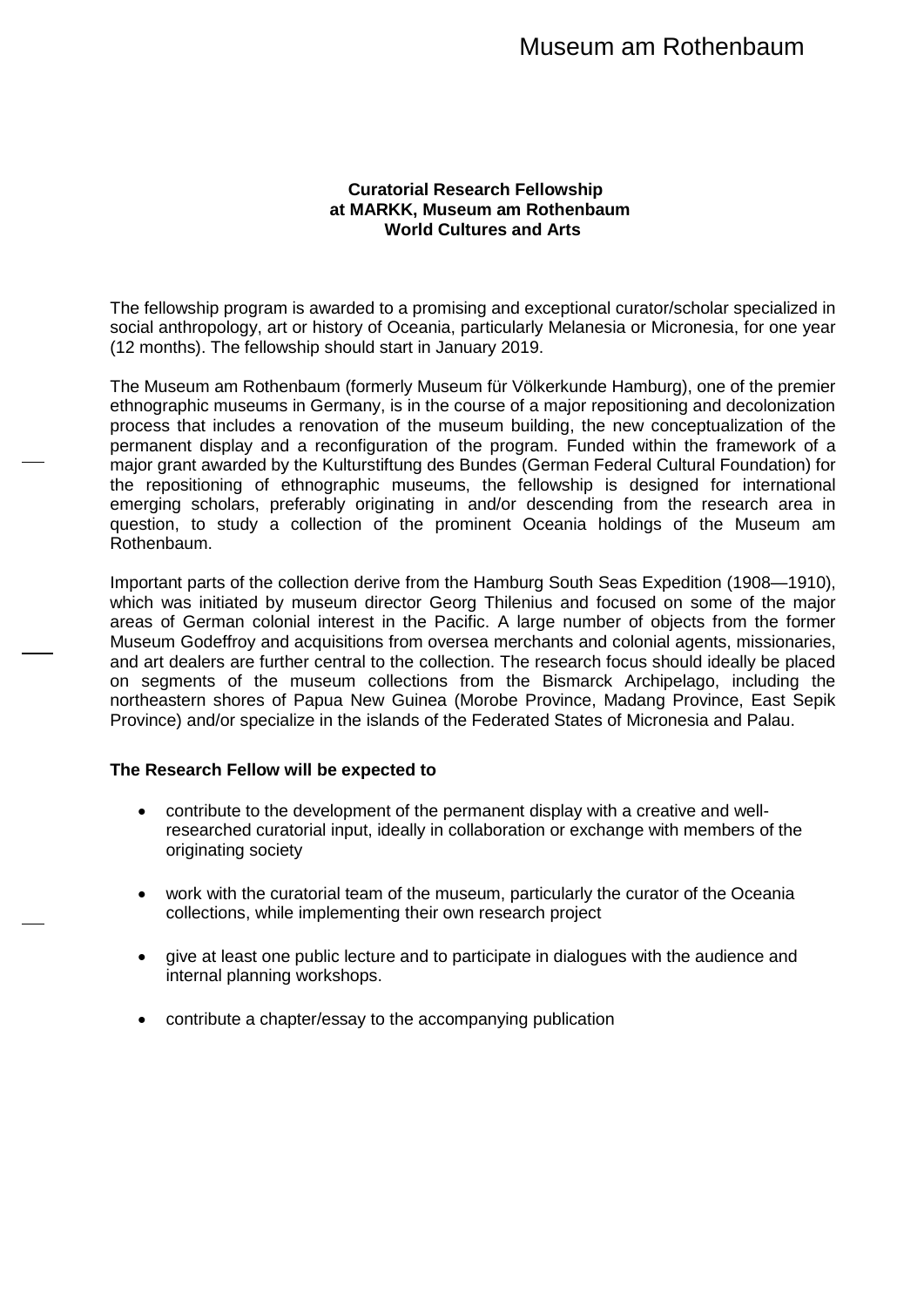# Museum am Rothenbaum

**Curatorial Research Fellowship
at MARKK, Museum am Rothenbaum
World Cultures and Arts**

The fellowship program is awarded to a promising and exceptional curator/scholar specialized in social anthropology, art or history of Oceania, particularly Melanesia or Micronesia, for one year (12 months). The fellowship should start in January 2019.

The Museum am Rothenbaum (formerly Museum für Völkerkunde Hamburg), one of the premier ethnographic museums in Germany, is in the course of a major repositioning and decolonization process that includes a renovation of the museum building, the new conceptualization of the permanent display and a reconfiguration of the program. Funded within the framework of a major grant awarded by the Kulturstiftung des Bundes (German Federal Cultural Foundation) for the repositioning of ethnographic museums, the fellowship is designed for international emerging scholars, preferably originating in and/or descending from the research area in question, to study a collection of the prominent Oceania holdings of the Museum am Rothenbaum.

Important parts of the collection derive from the Hamburg South Seas Expedition (1908—1910), which was initiated by museum director Georg Thilenius and focused on some of the major areas of German colonial interest in the Pacific. A large number of objects from the former Museum Godeffroy and acquisitions from oversea merchants and colonial agents, missionaries, and art dealers are further central to the collection. The research focus should ideally be placed on segments of the museum collections from the Bismarck Archipelago, including the northeastern shores of Papua New Guinea (Morobe Province, Madang Province, East Sepik Province) and/or specialize in the islands of the Federated States of Micronesia and Palau.

**The Research Fellow will be expected to**

- contribute to the development of the permanent display with a creative and well-researched curatorial input, ideally in collaboration or exchange with members of the originating society
- work with the curatorial team of the museum, particularly the curator of the Oceania collections, while implementing their own research project
- give at least one public lecture and to participate in dialogues with the audience and internal planning workshops.
- contribute a chapter/essay to the accompanying publication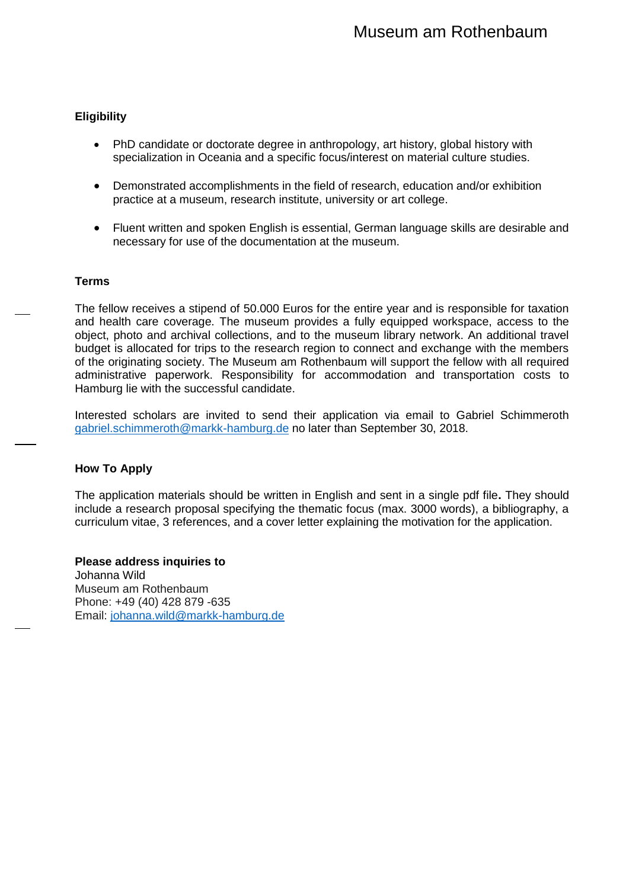## Eligibility

- PhD candidate or doctorate degree in anthropology, art history, global history with specialization in Oceania and a specific focus/interest on material culture studies.
- Demonstrated accomplishments in the field of research, education and/or exhibition practice at a museum, research institute, university or art college.
- Fluent written and spoken English is essential, German language skills are desirable and necessary for use of the documentation at the museum.

## Terms

The fellow receives a stipend of 50.000 Euros for the entire year and is responsible for taxation and health care coverage. The museum provides a fully equipped workspace, access to the object, photo and archival collections, and to the museum library network. An additional travel budget is allocated for trips to the research region to connect and exchange with the members of the originating society. The Museum am Rothenbaum will support the fellow with all required administrative paperwork. Responsibility for accommodation and transportation costs to Hamburg lie with the successful candidate.

Interested scholars are invited to send their application via email to Gabriel Schimmeroth gabriel.schimmeroth@markk-hamburg.de no later than September 30, 2018.

## How To Apply

The application materials should be written in English and sent in a single pdf file**.** They should include a research proposal specifying the thematic focus (max. 3000 words), a bibliography, a curriculum vitae, 3 references, and a cover letter explaining the motivation for the application.

**Please address inquiries to**
Johanna Wild
Museum am Rothenbaum
Phone: +49 (40) 428 879 -635
Email: johanna.wild@markk-hamburg.de